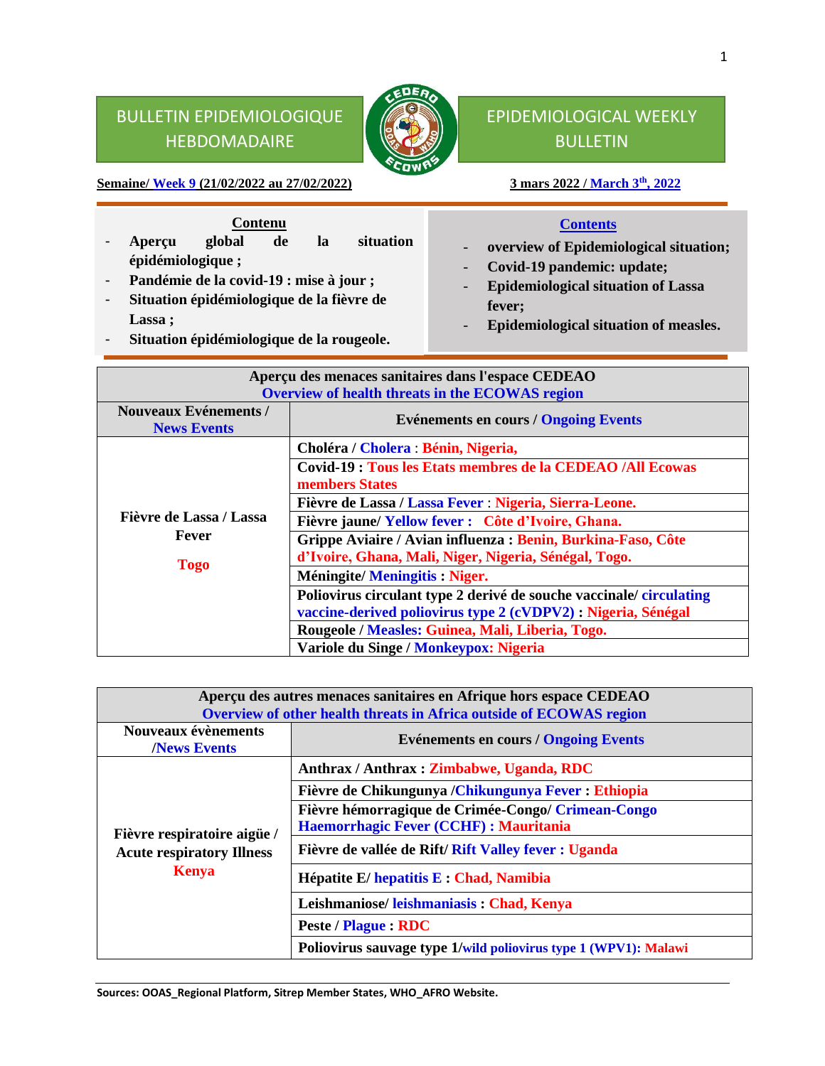# BULLETIN EPIDEMIOLOGIQUE HEBDOMADAIRE

# EPIDEMIOLOGICAL WEEKLY BULLETIN

**Semaine/ Week 9 (21/02/2022 au 27/02/2022)**

**3 mars 2022 / March 3th, 2022**

**Contenu**

- **Aperçu global de la situation épidémiologique ;**
- **Pandémie de la covid-19 : mise à jour ;**
- **Situation épidémiologique de la fièvre de Lassa ;**
- **Situation épidémiologique de la rougeole.**

**Contents**

- **overview of Epidemiological situation;**
- **Covid-19 pandemic: update;**
- **Epidemiological situation of Lassa fever;**
- **Epidemiological situation of measles.**

| Aperçu des menaces sanitaires dans l'espace CEDEAO / Overview of health threats in the ECOWAS region | |
|---|---|
| **Nouveaux Evénements / News Events** | **Evénements en cours / Ongoing Events** |
| Fièvre de Lassa / Lassa Fever<br>Togo | **Choléra / Cholera : Bénin, Nigeria,** |
| | **Covid-19 : Tous les Etats membres de la CEDEAO /All Ecowas members States** |
| | **Fièvre de Lassa / Lassa Fever : Nigeria, Sierra-Leone.** |
| | **Fièvre jaune/ Yellow fever : Côte d'Ivoire, Ghana.** |
| | **Grippe Aviaire / Avian influenza : Benin, Burkina-Faso, Côte d'Ivoire, Ghana, Mali, Niger, Nigeria, Sénégal, Togo.** |
| | **Méningite/ Meningitis : Niger.** |
| | **Poliovirus circulant type 2 derivé de souche vaccinale/ circulating vaccine-derived poliovirus type 2 (cVDPV2) : Nigeria, Sénégal** |
| | **Rougeole / Measles: Guinea, Mali, Liberia, Togo.** |
| | **Variole du Singe / Monkeypox: Nigeria** |

| Aperçu des autres menaces sanitaires en Afrique hors espace CEDEAO / Overview of other health threats in Africa outside of ECOWAS region | |
|---|---|
| **Nouveaux évènements /News Events** | **Evénements en cours / Ongoing Events** |
| Fièvre respiratoire aigüe / Acute respiratory Illness<br>Kenya | **Anthrax / Anthrax : Zimbabwe, Uganda, RDC** |
| | **Fièvre de Chikungunya /Chikungunya Fever : Ethiopia** |
| | **Fièvre hémorragique de Crimée-Congo/ Crimean-Congo Haemorrhagic Fever (CCHF) : Mauritania** |
| | **Fièvre de vallée de Rift/ Rift Valley fever : Uganda** |
| | **Hépatite E/ hepatitis E : Chad, Namibia** |
| | **Leishmaniose/ leishmaniasis : Chad, Kenya** |
| | **Peste / Plague : RDC** |
| | **Poliovirus sauvage type 1/wild poliovirus type 1 (WPV1): Malawi** |

**Sources: OOAS_Regional Platform, Sitrep Member States, WHO_AFRO Website.**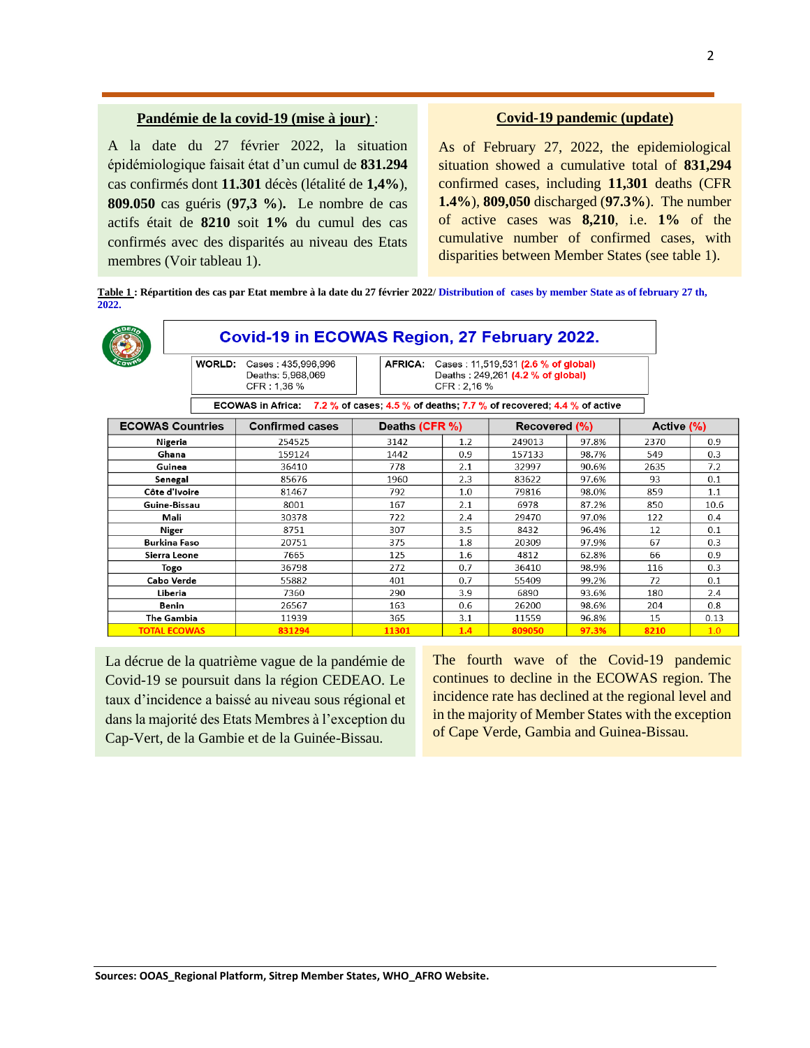**Pandémie de la covid-19 (mise à jour) :**

A la date du 27 février 2022, la situation épidémiologique faisait état d'un cumul de **831.294** cas confirmés dont **11.301** décès (létalité de **1,4%**), **809.050** cas guéris (**97,3 %). ** Le nombre de cas actifs était de **8210** soit **1%** du cumul des cas confirmés avec des disparités au niveau des Etats membres (Voir tableau 1).

**Covid-19 pandemic (update)**

As of February 27, 2022, the epidemiological situation showed a cumulative total of **831,294** confirmed cases, including **11,301** deaths (CFR **1.4%**), **809,050** discharged (**97.3%**). The number of active cases was **8,210**, i.e. **1%** of the cumulative number of confirmed cases, with disparities between Member States (see table 1).

**Table 1 : Répartition des cas par Etat membre à la date du 27 février 2022/ Distribution of cases by member State as of february 27 th, 2022.**

**Covid-19 in ECOWAS Region, 27 February 2022.**

WORLD: Cases : 435,996,996; Deaths: 5,968,069; CFR : 1,36 %

AFRICA: Cases : 11,519,531 (2.6 % of global); Deaths : 249,261 (4.2 % of global); CFR : 2,16 %

ECOWAS in Africa: 7.2 % of cases; 4.5 % of deaths; 7.7 % of recovered; 4.4 % of active

| ECOWAS Countries | Confirmed cases | Deaths (CFR %) | | Recovered (%) | | Active (%) | |
|---|---|---|---|---|---|---|---|
| Nigeria | 254525 | 3142 | 1.2 | 249013 | 97.8% | 2370 | 0.9 |
| Ghana | 159124 | 1442 | 0.9 | 157133 | 98.7% | 549 | 0.3 |
| Guinea | 36410 | 778 | 2.1 | 32997 | 90.6% | 2635 | 7.2 |
| Senegal | 85676 | 1960 | 2.3 | 83622 | 97.6% | 93 | 0.1 |
| Côte d'Ivoire | 81467 | 792 | 1.0 | 79816 | 98.0% | 859 | 1.1 |
| Guine-Bissau | 8001 | 167 | 2.1 | 6978 | 87.2% | 850 | 10.6 |
| Mali | 30378 | 722 | 2.4 | 29470 | 97.0% | 122 | 0.4 |
| Niger | 8751 | 307 | 3.5 | 8432 | 96.4% | 12 | 0.1 |
| Burkina Faso | 20751 | 375 | 1.8 | 20309 | 97.9% | 67 | 0.3 |
| Sierra Leone | 7665 | 125 | 1.6 | 4812 | 62.8% | 66 | 0.9 |
| Togo | 36798 | 272 | 0.7 | 36410 | 98.9% | 116 | 0.3 |
| Cabo Verde | 55882 | 401 | 0.7 | 55409 | 99.2% | 72 | 0.1 |
| Liberia | 7360 | 290 | 3.9 | 6890 | 93.6% | 180 | 2.4 |
| Benin | 26567 | 163 | 0.6 | 26200 | 98.6% | 204 | 0.8 |
| The Gambia | 11939 | 365 | 3.1 | 11559 | 96.8% | 15 | 0.13 |
| **TOTAL ECOWAS** | **831294** | **11301** | **1.4** | **809050** | **97.3%** | **8210** | **1.0** |

La décrue de la quatrième vague de la pandémie de Covid-19 se poursuit dans la région CEDEAO. Le taux d'incidence a baissé au niveau sous régional et dans la majorité des Etats Membres à l'exception du Cap-Vert, de la Gambie et de la Guinée-Bissau.

The fourth wave of the Covid-19 pandemic continues to decline in the ECOWAS region. The incidence rate has declined at the regional level and in the majority of Member States with the exception of Cape Verde, Gambia and Guinea-Bissau.

**Sources: OOAS_Regional Platform, Sitrep Member States, WHO_AFRO Website.**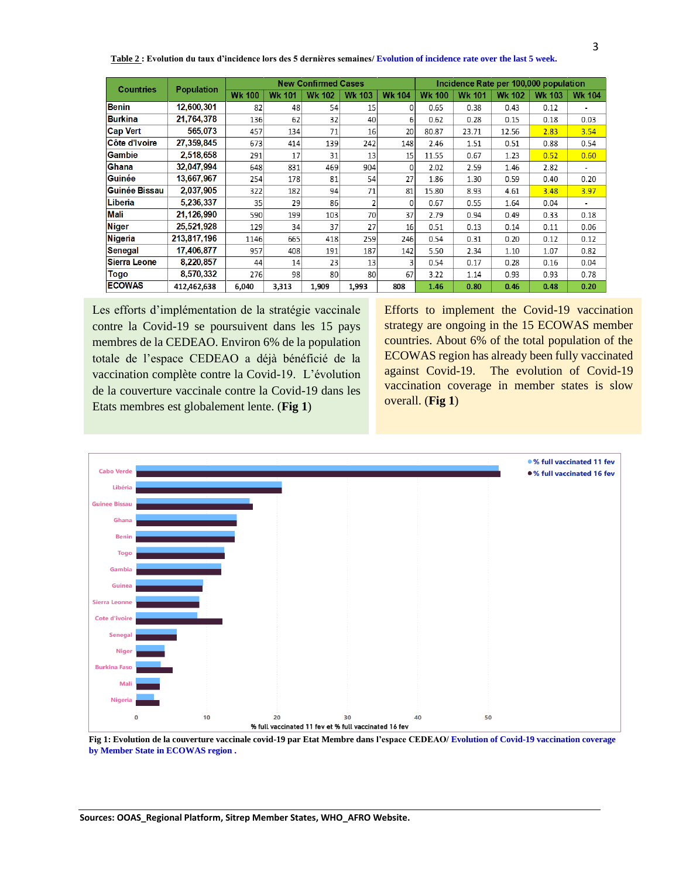**Table 2 :** Evolution du taux d'incidence lors des 5 dernières semaines/ Evolution of incidence rate over the last 5 week.

| Countries | Population | New Confirmed Cases | | | | | Incidence Rate per 100,000 population | | | | |
|---|---|---|---|---|---|---|---|---|---|---|---|
| | | Wk 100 | Wk 101 | Wk 102 | Wk 103 | Wk 104 | Wk 100 | Wk 101 | Wk 102 | Wk 103 | Wk 104 |
| Benin | 12,600,301 | 82 | 48 | 54 | 15 | 0 | 0.65 | 0.38 | 0.43 | 0.12 | - |
| Burkina | 21,764,378 | 136 | 62 | 32 | 40 | 6 | 0.62 | 0.28 | 0.15 | 0.18 | 0.03 |
| Cap Vert | 565,073 | 457 | 134 | 71 | 16 | 20 | 80.87 | 23.71 | 12.56 | 2.83 | 3.54 |
| Côte d'Ivoire | 27,359,845 | 673 | 414 | 139 | 242 | 148 | 2.46 | 1.51 | 0.51 | 0.88 | 0.54 |
| Gambie | 2,518,658 | 291 | 17 | 31 | 13 | 15 | 11.55 | 0.67 | 1.23 | 0.52 | 0.60 |
| Ghana | 32,047,994 | 648 | 831 | 469 | 904 | 0 | 2.02 | 2.59 | 1.46 | 2.82 | - |
| Guinée | 13,667,967 | 254 | 178 | 81 | 54 | 27 | 1.86 | 1.30 | 0.59 | 0.40 | 0.20 |
| Guinée Bissau | 2,037,905 | 322 | 182 | 94 | 71 | 81 | 15.80 | 8.93 | 4.61 | 3.48 | 3.97 |
| Liberia | 5,236,337 | 35 | 29 | 86 | 2 | 0 | 0.67 | 0.55 | 1.64 | 0.04 | - |
| Mali | 21,126,990 | 590 | 199 | 103 | 70 | 37 | 2.79 | 0.94 | 0.49 | 0.33 | 0.18 |
| Niger | 25,521,928 | 129 | 34 | 37 | 27 | 16 | 0.51 | 0.13 | 0.14 | 0.11 | 0.06 |
| Nigeria | 213,817,196 | 1146 | 665 | 418 | 259 | 246 | 0.54 | 0.31 | 0.20 | 0.12 | 0.12 |
| Senegal | 17,406,877 | 957 | 408 | 191 | 187 | 142 | 5.50 | 2.34 | 1.10 | 1.07 | 0.82 |
| Sierra Leone | 8,220,857 | 44 | 14 | 23 | 13 | 3 | 0.54 | 0.17 | 0.28 | 0.16 | 0.04 |
| Togo | 8,570,332 | 276 | 98 | 80 | 80 | 67 | 3.22 | 1.14 | 0.93 | 0.93 | 0.78 |
| ECOWAS | 412,462,638 | 6,040 | 3,313 | 1,909 | 1,993 | 808 | 1.46 | 0.80 | 0.46 | 0.48 | 0.20 |

Les efforts d'implémentation de la stratégie vaccinale contre la Covid-19 se poursuivent dans les 15 pays membres de la CEDEAO. Environ 6% de la population totale de l'espace CEDEAO a déjà bénéficié de la vaccination complète contre la Covid-19. L'évolution de la couverture vaccinale contre la Covid-19 dans les Etats membres est globalement lente. (**Fig 1**)

Efforts to implement the Covid-19 vaccination strategy are ongoing in the 15 ECOWAS member countries. About 6% of the total population of the ECOWAS region has already been fully vaccinated against Covid-19. The evolution of Covid-19 vaccination coverage in member states is slow overall. (**Fig 1**)

**Fig 1: Evolution de la couverture vaccinale covid-19 par Etat Membre dans l'espace CEDEAO/ Evolution of Covid-19 vaccination coverage by Member State in ECOWAS region .**

**Sources: OOAS_Regional Platform, Sitrep Member States, WHO_AFRO Website.**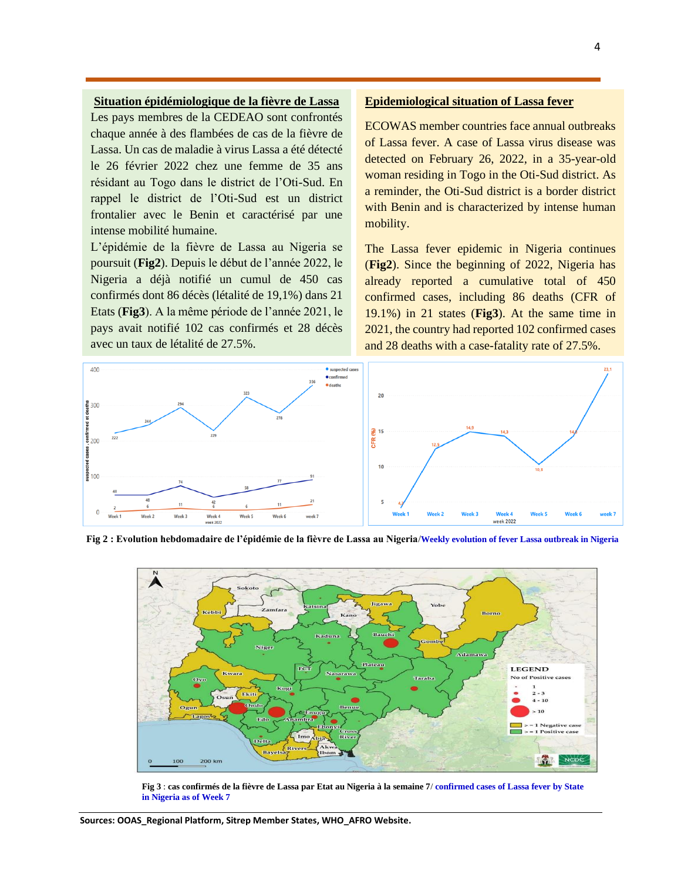## Situation épidémiologique de la fièvre de Lassa

Les pays membres de la CEDEAO sont confrontés chaque année à des flambées de cas de la fièvre de Lassa. Un cas de maladie à virus Lassa a été détecté le 26 février 2022 chez une femme de 35 ans résidant au Togo dans le district de l'Oti-Sud. En rappel le district de l'Oti-Sud est un district frontalier avec le Benin et caractérisé par une intense mobilité humaine.

L'épidémie de la fièvre de Lassa au Nigeria se poursuit (**Fig2**). Depuis le début de l'année 2022, le Nigeria a déjà notifié un cumul de 450 cas confirmés dont 86 décès (létalité de 19,1%) dans 21 Etats (**Fig3**). A la même période de l'année 2021, le pays avait notifié 102 cas confirmés et 28 décès avec un taux de létalité de 27.5%.

## Epidemiological situation of Lassa fever

ECOWAS member countries face annual outbreaks of Lassa fever. A case of Lassa virus disease was detected on February 26, 2022, in a 35-year-old woman residing in Togo in the Oti-Sud district. As a reminder, the Oti-Sud district is a border district with Benin and is characterized by intense human mobility.

The Lassa fever epidemic in Nigeria continues (**Fig2**). Since the beginning of 2022, Nigeria has already reported a cumulative total of 450 confirmed cases, including 86 deaths (CFR of 19.1%) in 21 states (**Fig3**). At the same time in 2021, the country had reported 102 confirmed cases and 28 deaths with a case-fatality rate of 27.5%.

**Fig 2 : Evolution hebdomadaire de l'épidémie de la fièvre de Lassa au Nigeria**/**Weekly evolution of fever Lassa outbreak in Nigeria**

**Fig 3** : **cas confirmés de la fièvre de Lassa par Etat au Nigeria à la semaine 7**/ **confirmed cases of Lassa fever by State in Nigeria as of Week 7**

**Sources: OOAS_Regional Platform, Sitrep Member States, WHO_AFRO Website.**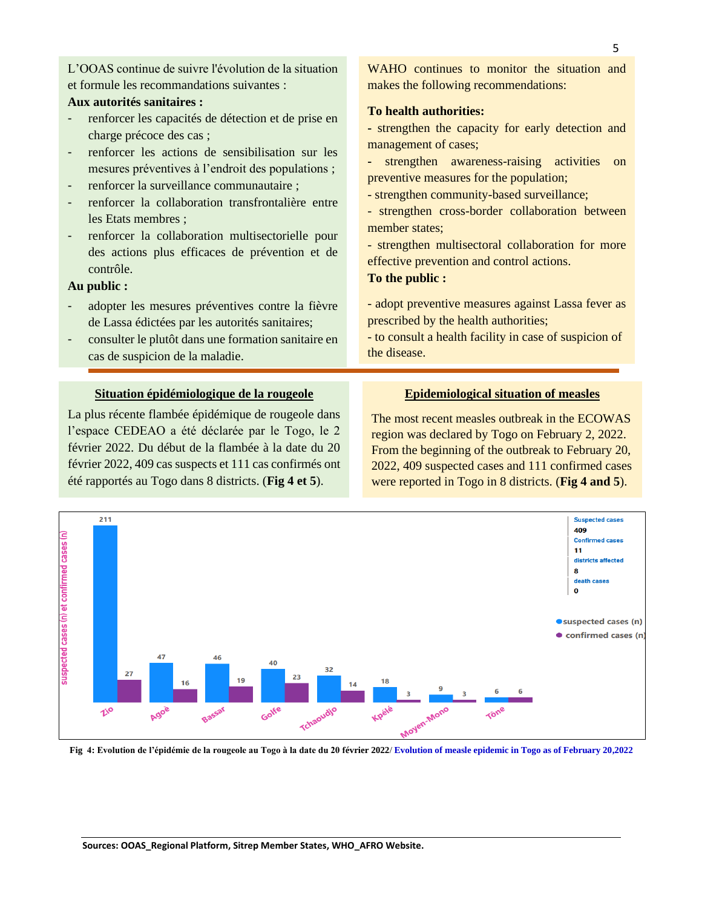L'OOAS continue de suivre l'évolution de la situation et formule les recommandations suivantes :

**Aux autorités sanitaires :**

- renforcer les capacités de détection et de prise en charge précoce des cas ;
- renforcer les actions de sensibilisation sur les mesures préventives à l'endroit des populations ;
- renforcer la surveillance communautaire ;
- renforcer la collaboration transfrontalière entre les Etats membres ;
- renforcer la collaboration multisectorielle pour des actions plus efficaces de prévention et de contrôle.

**Au public :**

- adopter les mesures préventives contre la fièvre de Lassa édictées par les autorités sanitaires;
- consulter le plutôt dans une formation sanitaire en cas de suspicion de la maladie.

WAHO continues to monitor the situation and makes the following recommendations:

**To health authorities:**

- strengthen the capacity for early detection and management of cases;
- strengthen awareness-raising activities on preventive measures for the population;
- strengthen community-based surveillance;
- strengthen cross-border collaboration between member states;
- strengthen multisectoral collaboration for more effective prevention and control actions.

**To the public :**

- adopt preventive measures against Lassa fever as prescribed by the health authorities;
- to consult a health facility in case of suspicion of the disease.

## Situation épidémiologique de la rougeole

La plus récente flambée épidémique de rougeole dans l'espace CEDEAO a été déclarée par le Togo, le 2 février 2022. Du début de la flambée à la date du 20 février 2022, 409 cas suspects et 111 cas confirmés ont été rapportés au Togo dans 8 districts. (**Fig 4 et 5**).

## Epidemiological situation of measles

The most recent measles outbreak in the ECOWAS region was declared by Togo on February 2, 2022. From the beginning of the outbreak to February 20, 2022, 409 suspected cases and 111 confirmed cases were reported in Togo in 8 districts. (**Fig 4 and 5**).

| District | suspected cases (n) | confirmed cases (n) |
|---|---|---|
| Zio | 211 | 27 |
| Agoè | 47 | 16 |
| Bassar | 46 | 19 |
| Golfe | 40 | 23 |
| Tchaoudjo | 32 | 14 |
| Kpélé | 18 | 3 |
| Moyen-Mono | 9 | 3 |
| Tône | 6 | 6 |

Suspected cases: 409
Confirmed cases: 11
districts affected: 8
death cases: 0

**Fig 4: Evolution de l'épidémie de la rougeole au Togo à la date du 20 février 2022/ Evolution of measle epidemic in Togo as of February 20,2022**

**Sources: OOAS_Regional Platform, Sitrep Member States, WHO_AFRO Website.**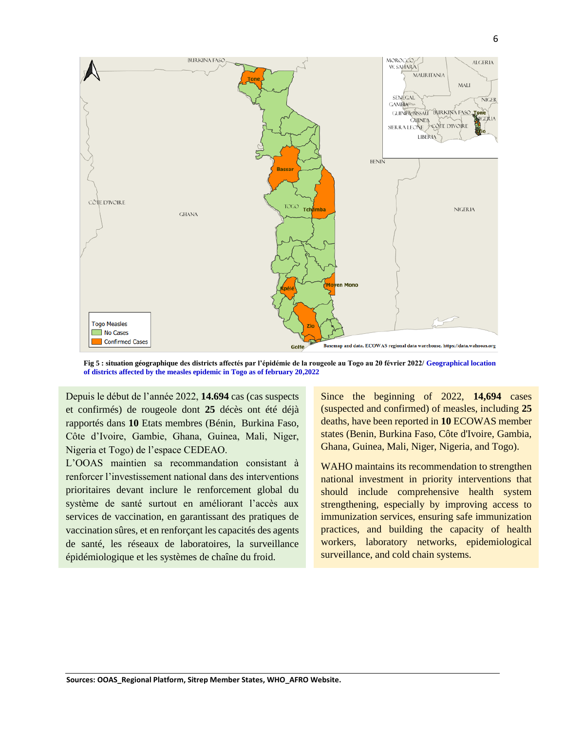**Fig 5 : situation géographique des districts affectés par l'épidémie de la rougeole au Togo au 20 février 2022/ Geographical location of districts affected by the measles epidemic in Togo as of february 20,2022**

Depuis le début de l'année 2022, **14.694** cas (cas suspects et confirmés) de rougeole dont **25** décès ont été déjà rapportés dans **10** Etats membres (Bénin, Burkina Faso, Côte d'Ivoire, Gambie, Ghana, Guinea, Mali, Niger, Nigeria et Togo) de l'espace CEDEAO.

L'OOAS maintien sa recommandation consistant à renforcer l'investissement national dans des interventions prioritaires devant inclure le renforcement global du système de santé surtout en améliorant l'accès aux services de vaccination, en garantissant des pratiques de vaccination sûres, et en renforçant les capacités des agents de santé, les réseaux de laboratoires, la surveillance épidémiologique et les systèmes de chaîne du froid.

Since the beginning of 2022, **14,694** cases (suspected and confirmed) of measles, including **25** deaths, have been reported in **10** ECOWAS member states (Benin, Burkina Faso, Côte d'Ivoire, Gambia, Ghana, Guinea, Mali, Niger, Nigeria, and Togo).

WAHO maintains its recommendation to strengthen national investment in priority interventions that should include comprehensive health system strengthening, especially by improving access to immunization services, ensuring safe immunization practices, and building the capacity of health workers, laboratory networks, epidemiological surveillance, and cold chain systems.

**Sources: OOAS_Regional Platform, Sitrep Member States, WHO_AFRO Website.**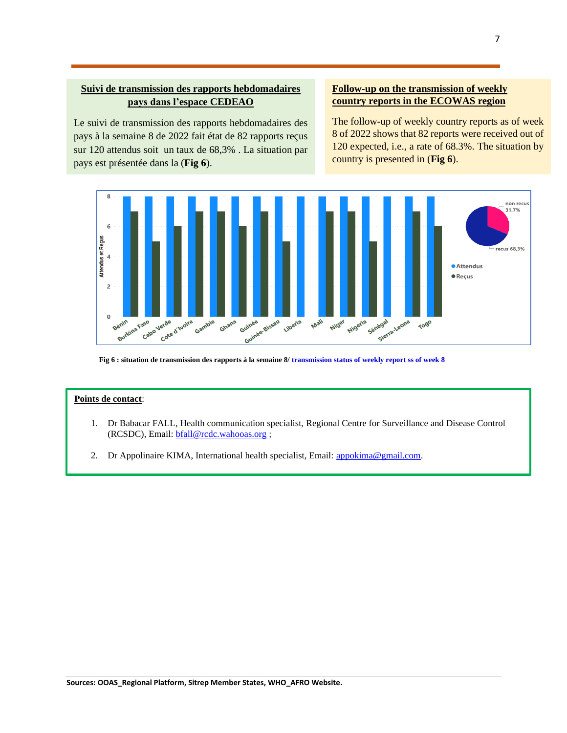## Suivi de transmission des rapports hebdomadaires pays dans l'espace CEDEAO

Le suivi de transmission des rapports hebdomadaires des pays à la semaine 8 de 2022 fait état de 82 rapports reçus sur 120 attendus soit un taux de 68,3% . La situation par pays est présentée dans la (**Fig 6**).

## Follow-up on the transmission of weekly country reports in the ECOWAS region

The follow-up of weekly country reports as of week 8 of 2022 shows that 82 reports were received out of 120 expected, i.e., a rate of 68.3%. The situation by country is presented in (**Fig 6**).

Attendus et Reçus
0
2
4
6
8
Bénin
Burkina Faso
Cabo Verde
Cote d'Ivoire
Gambie
Ghana
Guinée
Guinée-Bissau
Liberia
Mali
Niger
Nigeria
Sénégal
Sierra-Leone
Togo
non recus 31,7%
recus 68,3%
Attendus
Reçus

**Fig 6 : situation de transmission des rapports à la semaine 8/ transmission status of weekly report ss of week 8**

**Points de contact**:

1. Dr Babacar FALL, Health communication specialist, Regional Centre for Surveillance and Disease Control (RCSDC), Email: bfall@rcdc.wahooas.org ;
2. Dr Appolinaire KIMA, International health specialist, Email: appokima@gmail.com.

**Sources: OOAS_Regional Platform, Sitrep Member States, WHO_AFRO Website.**